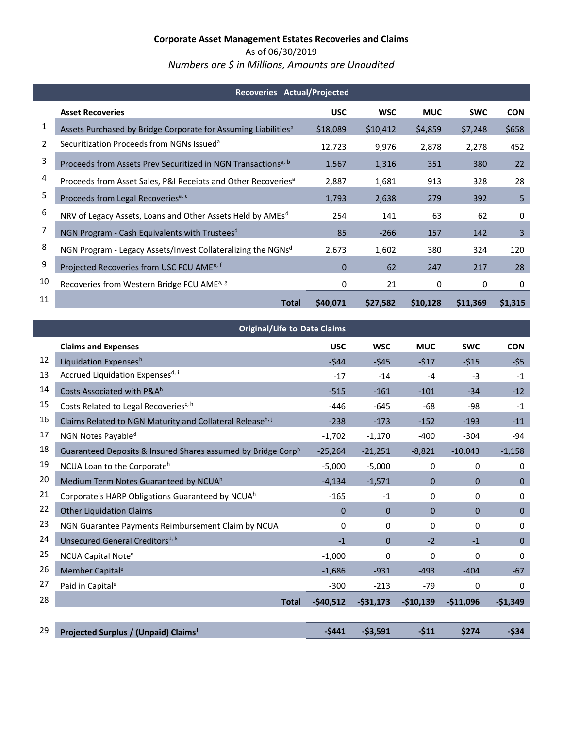**Corporate Asset Management Estates Recoveries and Claims**

As of 06/30/2019

*Numbers are $ in Millions, Amounts are Unaudited*

| | Recoveries Actual/Projected | | | | | |
|---|---|---|---|---|---|---|
| | **Asset Recoveries** | **USC** | **WSC** | **MUC** | **SWC** | **CON** |
| 1 | Assets Purchased by Bridge Corporate for Assuming Liabilities[a] | $18,089 | $10,412 | $4,859 | $7,248 | $658 |
| 2 | Securitization Proceeds from NGNs Issued[a] | 12,723 | 9,976 | 2,878 | 2,278 | 452 |
| 3 | Proceeds from Assets Prev Securitized in NGN Transactions[a, b] | 1,567 | 1,316 | 351 | 380 | 22 |
| 4 | Proceeds from Asset Sales, P&I Receipts and Other Recoveries[a] | 2,887 | 1,681 | 913 | 328 | 28 |
| 5 | Proceeds from Legal Recoveries[a, c] | 1,793 | 2,638 | 279 | 392 | 5 |
| 6 | NRV of Legacy Assets, Loans and Other Assets Held by AMEs[d] | 254 | 141 | 63 | 62 | 0 |
| 7 | NGN Program - Cash Equivalents with Trustees[d] | 85 | -266 | 157 | 142 | 3 |
| 8 | NGN Program - Legacy Assets/Invest Collateralizing the NGNs[d] | 2,673 | 1,602 | 380 | 324 | 120 |
| 9 | Projected Recoveries from USC FCU AME[e, f] | 0 | 62 | 247 | 217 | 28 |
| 10 | Recoveries from Western Bridge FCU AME[a, g] | 0 | 21 | 0 | 0 | 0 |
| 11 | **Total** | **$40,071** | **$27,582** | **$10,128** | **$11,369** | **$1,315** |

| | Original/Life to Date Claims | | | | | |
|---|---|---|---|---|---|---|
| | **Claims and Expenses** | **USC** | **WSC** | **MUC** | **SWC** | **CON** |
| 12 | Liquidation Expenses[h] | -$44 | -$45 | -$17 | -$15 | -$5 |
| 13 | Accrued Liquidation Expenses[d, i] | -17 | -14 | -4 | -3 | -1 |
| 14 | Costs Associated with P&A[h] | -515 | -161 | -101 | -34 | -12 |
| 15 | Costs Related to Legal Recoveries[c, h] | -446 | -645 | -68 | -98 | -1 |
| 16 | Claims Related to NGN Maturity and Collateral Release[h, j] | -238 | -173 | -152 | -193 | -11 |
| 17 | NGN Notes Payable[d] | -1,702 | -1,170 | -400 | -304 | -94 |
| 18 | Guaranteed Deposits & Insured Shares assumed by Bridge Corp[h] | -25,264 | -21,251 | -8,821 | -10,043 | -1,158 |
| 19 | NCUA Loan to the Corporate[h] | -5,000 | -5,000 | 0 | 0 | 0 |
| 20 | Medium Term Notes Guaranteed by NCUA[h] | -4,134 | -1,571 | 0 | 0 | 0 |
| 21 | Corporate's HARP Obligations Guaranteed by NCUA[h] | -165 | -1 | 0 | 0 | 0 |
| 22 | Other Liquidation Claims | 0 | 0 | 0 | 0 | 0 |
| 23 | NGN Guarantee Payments Reimbursement Claim by NCUA | 0 | 0 | 0 | 0 | 0 |
| 24 | Unsecured General Creditors[d, k] | -1 | 0 | -2 | -1 | 0 |
| 25 | NCUA Capital Note[e] | -1,000 | 0 | 0 | 0 | 0 |
| 26 | Member Capital[e] | -1,686 | -931 | -493 | -404 | -67 |
| 27 | Paid in Capital[e] | -300 | -213 | -79 | 0 | 0 |
| 28 | **Total** | **-$40,512** | **-$31,173** | **-$10,139** | **-$11,096** | **-$1,349** |
| | | | | | | |
| 29 | **Projected Surplus / (Unpaid) Claims[l]** | **-$441** | **-$3,591** | **-$11** | **$274** | **-$34** |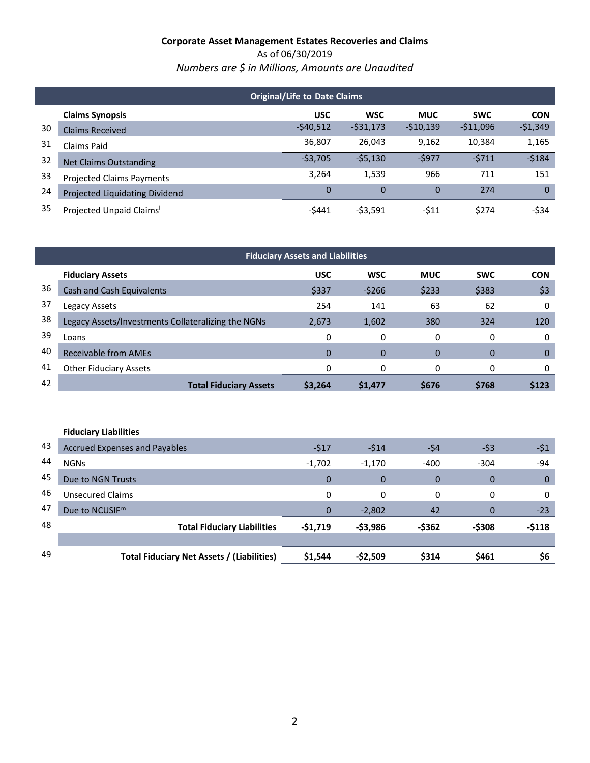**Corporate Asset Management Estates Recoveries and Claims**

As of 06/30/2019

*Numbers are $ in Millions, Amounts are Unaudited*

| | Original/Life to Date Claims | | | | | |
|---|---|---|---|---|---|---|
| | **Claims Synopsis** | **USC** | **WSC** | **MUC** | **SWC** | **CON** |
| 30 | Claims Received | -$40,512 | -$31,173 | -$10,139 | -$11,096 | -$1,349 |
| 31 | Claims Paid | 36,807 | 26,043 | 9,162 | 10,384 | 1,165 |
| 32 | Net Claims Outstanding | -$3,705 | -$5,130 | -$977 | -$711 | -$184 |
| 33 | Projected Claims Payments | 3,264 | 1,539 | 966 | 711 | 151 |
| 24 | Projected Liquidating Dividend | 0 | 0 | 0 | 274 | 0 |
| 35 | Projected Unpaid Claims[l] | -$441 | -$3,591 | -$11 | $274 | -$34 |

| | Fiduciary Assets and Liabilities | | | | | |
|---|---|---|---|---|---|---|
| | **Fiduciary Assets** | **USC** | **WSC** | **MUC** | **SWC** | **CON** |
| 36 | Cash and Cash Equivalents | $337 | -$266 | $233 | $383 | $3 |
| 37 | Legacy Assets | 254 | 141 | 63 | 62 | 0 |
| 38 | Legacy Assets/Investments Collateralizing the NGNs | 2,673 | 1,602 | 380 | 324 | 120 |
| 39 | Loans | 0 | 0 | 0 | 0 | 0 |
| 40 | Receivable from AMEs | 0 | 0 | 0 | 0 | 0 |
| 41 | Other Fiduciary Assets | 0 | 0 | 0 | 0 | 0 |
| 42 | **Total Fiduciary Assets** | **$3,264** | **$1,477** | **$676** | **$768** | **$123** |
| | **Fiduciary Liabilities** | | | | | |
| 43 | Accrued Expenses and Payables | -$17 | -$14 | -$4 | -$3 | -$1 |
| 44 | NGNs | -1,702 | -1,170 | -400 | -304 | -94 |
| 45 | Due to NGN Trusts | 0 | 0 | 0 | 0 | 0 |
| 46 | Unsecured Claims | 0 | 0 | 0 | 0 | 0 |
| 47 | Due to NCUSIF[m] | 0 | -2,802 | 42 | 0 | -23 |
| 48 | **Total Fiduciary Liabilities** | **-$1,719** | **-$3,986** | **-$362** | **-$308** | **-$118** |
| 49 | **Total Fiduciary Net Assets / (Liabilities)** | **$1,544** | **-$2,509** | **$314** | **$461** | **$6** |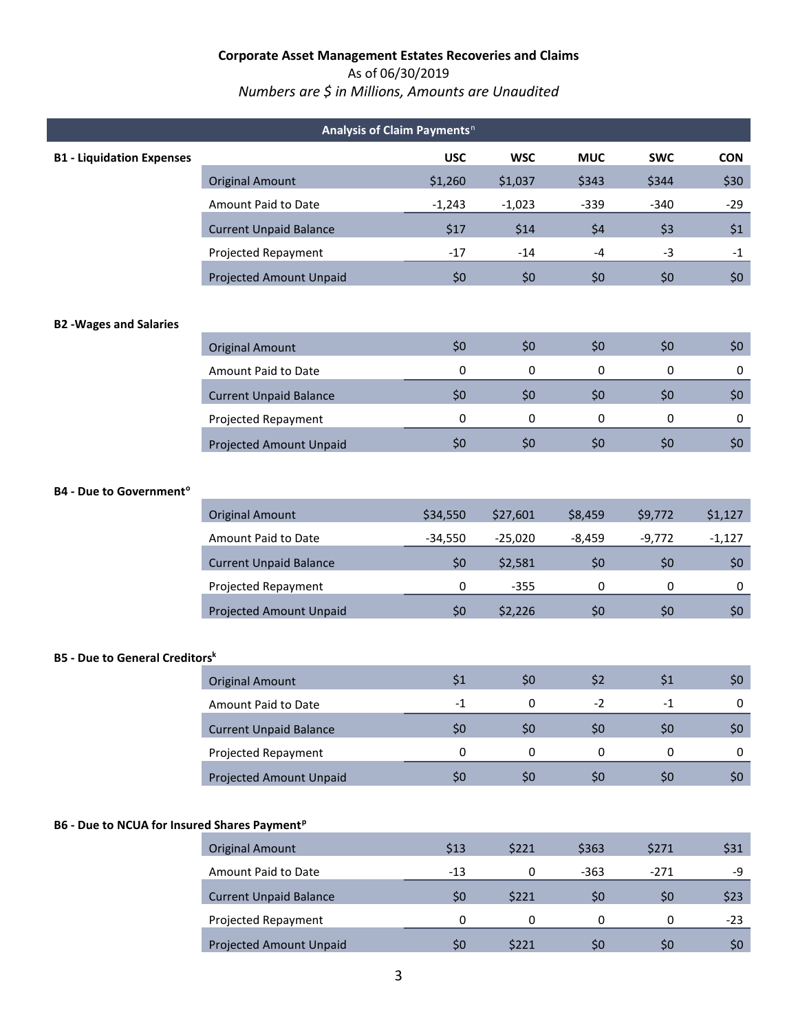**Corporate Asset Management Estates Recoveries and Claims**

As of 06/30/2019

*Numbers are $ in Millions, Amounts are Unaudited*

## Analysis of Claim Payments[n]

### B1 - Liquidation Expenses

| | USC | WSC | MUC | SWC | CON |
|---|---|---|---|---|---|
| Original Amount | $1,260 | $1,037 | $343 | $344 | $30 |
| Amount Paid to Date | -1,243 | -1,023 | -339 | -340 | -29 |
| Current Unpaid Balance | $17 | $14 | $4 | $3 | $1 |
| Projected Repayment | -17 | -14 | -4 | -3 | -1 |
| Projected Amount Unpaid | $0 | $0 | $0 | $0 | $0 |

### B2 -Wages and Salaries

| | USC | WSC | MUC | SWC | CON |
|---|---|---|---|---|---|
| Original Amount | $0 | $0 | $0 | $0 | $0 |
| Amount Paid to Date | 0 | 0 | 0 | 0 | 0 |
| Current Unpaid Balance | $0 | $0 | $0 | $0 | $0 |
| Projected Repayment | 0 | 0 | 0 | 0 | 0 |
| Projected Amount Unpaid | $0 | $0 | $0 | $0 | $0 |

### B4 - Due to Government[o]

| | USC | WSC | MUC | SWC | CON |
|---|---|---|---|---|---|
| Original Amount | $34,550 | $27,601 | $8,459 | $9,772 | $1,127 |
| Amount Paid to Date | -34,550 | -25,020 | -8,459 | -9,772 | -1,127 |
| Current Unpaid Balance | $0 | $2,581 | $0 | $0 | $0 |
| Projected Repayment | 0 | -355 | 0 | 0 | 0 |
| Projected Amount Unpaid | $0 | $2,226 | $0 | $0 | $0 |

### B5 - Due to General Creditors[k]

| | USC | WSC | MUC | SWC | CON |
|---|---|---|---|---|---|
| Original Amount | $1 | $0 | $2 | $1 | $0 |
| Amount Paid to Date | -1 | 0 | -2 | -1 | 0 |
| Current Unpaid Balance | $0 | $0 | $0 | $0 | $0 |
| Projected Repayment | 0 | 0 | 0 | 0 | 0 |
| Projected Amount Unpaid | $0 | $0 | $0 | $0 | $0 |

### B6 - Due to NCUA for Insured Shares Payment[p]

| | USC | WSC | MUC | SWC | CON |
|---|---|---|---|---|---|
| Original Amount | $13 | $221 | $363 | $271 | $31 |
| Amount Paid to Date | -13 | 0 | -363 | -271 | -9 |
| Current Unpaid Balance | $0 | $221 | $0 | $0 | $23 |
| Projected Repayment | 0 | 0 | 0 | 0 | -23 |
| Projected Amount Unpaid | $0 | $221 | $0 | $0 | $0 |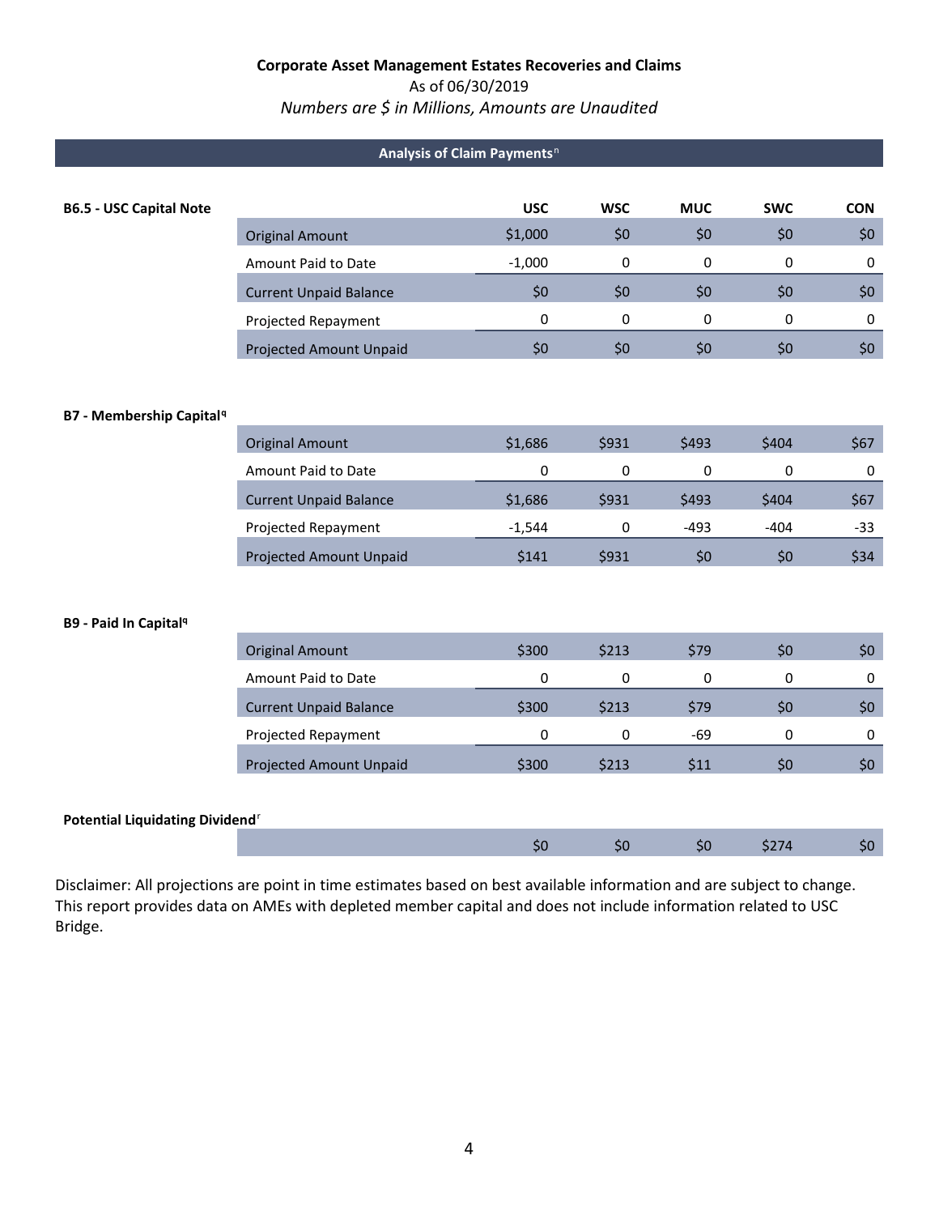**Corporate Asset Management Estates Recoveries and Claims**
As of 06/30/2019
*Numbers are $ in Millions, Amounts are Unaudited*

## Analysis of Claim Payments[n]

**B6.5 - USC Capital Note**

| | USC | WSC | MUC | SWC | CON |
|---|---|---|---|---|---|
| Original Amount | $1,000 | $0 | $0 | $0 | $0 |
| Amount Paid to Date | -1,000 | 0 | 0 | 0 | 0 |
| Current Unpaid Balance | $0 | $0 | $0 | $0 | $0 |
| Projected Repayment | 0 | 0 | 0 | 0 | 0 |
| Projected Amount Unpaid | $0 | $0 | $0 | $0 | $0 |

**B7 - Membership Capital[q]**

| | USC | WSC | MUC | SWC | CON |
|---|---|---|---|---|---|
| Original Amount | $1,686 | $931 | $493 | $404 | $67 |
| Amount Paid to Date | 0 | 0 | 0 | 0 | 0 |
| Current Unpaid Balance | $1,686 | $931 | $493 | $404 | $67 |
| Projected Repayment | -1,544 | 0 | -493 | -404 | -33 |
| Projected Amount Unpaid | $141 | $931 | $0 | $0 | $34 |

**B9 - Paid In Capital[q]**

| | USC | WSC | MUC | SWC | CON |
|---|---|---|---|---|---|
| Original Amount | $300 | $213 | $79 | $0 | $0 |
| Amount Paid to Date | 0 | 0 | 0 | 0 | 0 |
| Current Unpaid Balance | $300 | $213 | $79 | $0 | $0 |
| Projected Repayment | 0 | 0 | -69 | 0 | 0 |
| Projected Amount Unpaid | $300 | $213 | $11 | $0 | $0 |

**Potential Liquidating Dividend[r]**

| | USC | WSC | MUC | SWC | CON |
|---|---|---|---|---|---|
| | $0 | $0 | $0 | $274 | $0 |

Disclaimer: All projections are point in time estimates based on best available information and are subject to change. This report provides data on AMEs with depleted member capital and does not include information related to USC Bridge.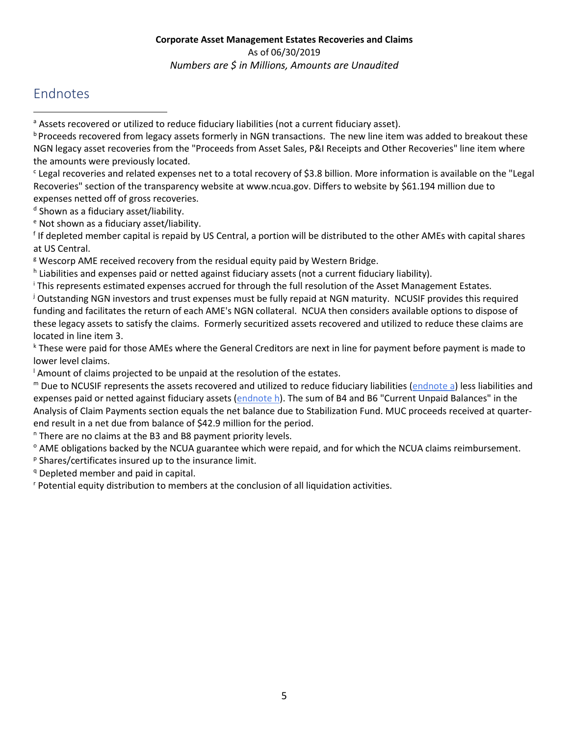**Corporate Asset Management Estates Recoveries and Claims**

As of 06/30/2019

*Numbers are $ in Millions, Amounts are Unaudited*

# Endnotes

[a] Assets recovered or utilized to reduce fiduciary liabilities (not a current fiduciary asset).

[b] Proceeds recovered from legacy assets formerly in NGN transactions. The new line item was added to breakout these NGN legacy asset recoveries from the "Proceeds from Asset Sales, P&I Receipts and Other Recoveries" line item where the amounts were previously located.

[c] Legal recoveries and related expenses net to a total recovery of $3.8 billion. More information is available on the "Legal Recoveries" section of the transparency website at www.ncua.gov. Differs to website by $61.194 million due to expenses netted off of gross recoveries.

[d] Shown as a fiduciary asset/liability.

[e] Not shown as a fiduciary asset/liability.

[f] If depleted member capital is repaid by US Central, a portion will be distributed to the other AMEs with capital shares at US Central.

[g] Wescorp AME received recovery from the residual equity paid by Western Bridge.

[h] Liabilities and expenses paid or netted against fiduciary assets (not a current fiduciary liability).

[i] This represents estimated expenses accrued for through the full resolution of the Asset Management Estates.

[j] Outstanding NGN investors and trust expenses must be fully repaid at NGN maturity. NCUSIF provides this required funding and facilitates the return of each AME's NGN collateral. NCUA then considers available options to dispose of these legacy assets to satisfy the claims. Formerly securitized assets recovered and utilized to reduce these claims are located in line item 3.

[k] These were paid for those AMEs where the General Creditors are next in line for payment before payment is made to lower level claims.

[l] Amount of claims projected to be unpaid at the resolution of the estates.

[m] Due to NCUSIF represents the assets recovered and utilized to reduce fiduciary liabilities (endnote a) less liabilities and expenses paid or netted against fiduciary assets (endnote h). The sum of B4 and B6 "Current Unpaid Balances" in the Analysis of Claim Payments section equals the net balance due to Stabilization Fund. MUC proceeds received at quarter-end result in a net due from balance of $42.9 million for the period.

[n] There are no claims at the B3 and B8 payment priority levels.

[o] AME obligations backed by the NCUA guarantee which were repaid, and for which the NCUA claims reimbursement.

[p] Shares/certificates insured up to the insurance limit.

[q] Depleted member and paid in capital.

[r] Potential equity distribution to members at the conclusion of all liquidation activities.